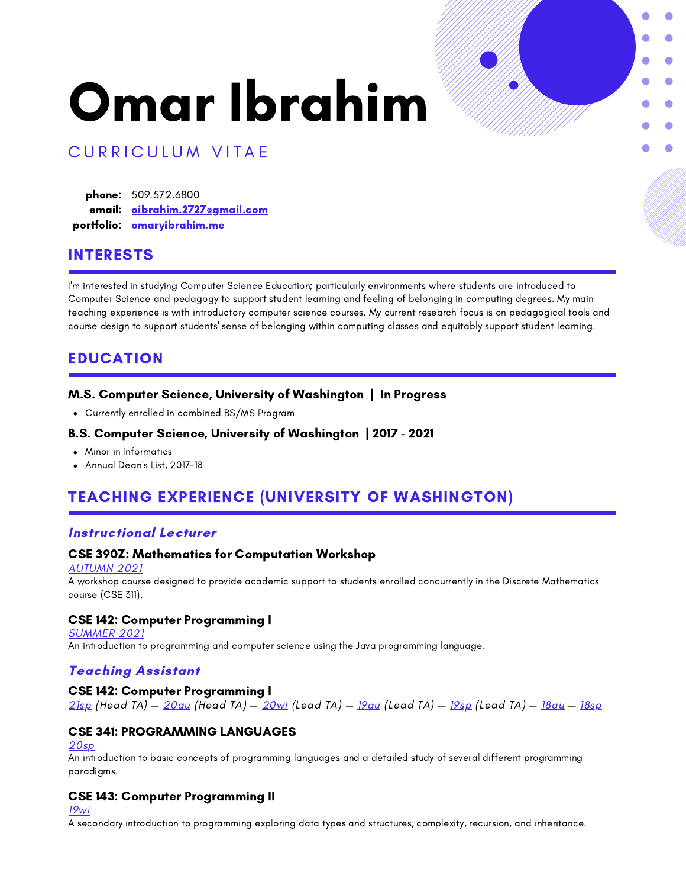# Omar Ibrahim

CURRICULUM VITAE

**phone:** 509.572.6800
**email:** [oibrahim.2727@gmail.com](mailto:oibrahim.2727@gmail.com)
**portfolio:** [omaryibrahim.me](omaryibrahim.me)

## INTERESTS

I'm interested in studying Computer Science Education; particularly environments where students are introduced to Computer Science and pedagogy to support student learning and feeling of belonging in computing degrees. My main teaching experience is with introductory computer science courses. My current research focus is on pedagogical tools and course design to support students' sense of belonging within computing classes and equitably support student learning.

## EDUCATION

### M.S. Computer Science, University of Washington | In Progress

- Currently enrolled in combined BS/MS Program

### B.S. Computer Science, University of Washington | 2017 - 2021

- Minor in Informatics
- Annual Dean's List, 2017-18

## TEACHING EXPERIENCE (UNIVERSITY OF WASHINGTON)

### *Instructional Lecturer*

**CSE 390Z: Mathematics for Computation Workshop**
*AUTUMN 2021*
A workshop course designed to provide academic support to students enrolled concurrently in the Discrete Mathematics course (CSE 311).

**CSE 142: Computer Programming I**
*SUMMER 2021*
An introduction to programming and computer science using the Java programming language.

### *Teaching Assistant*

**CSE 142: Computer Programming I**
*21sp (Head TA) — 20au (Head TA) — 20wi (Lead TA) — 19au (Lead TA) — 19sp (Lead TA) — 18au — 18sp*

**CSE 341: PROGRAMMING LANGUAGES**
*20sp*
An introduction to basic concepts of programming languages and a detailed study of several different programming paradigms.

**CSE 143: Computer Programming II**
*19wi*
A secondary introduction to programming exploring data types and structures, complexity, recursion, and inheritance.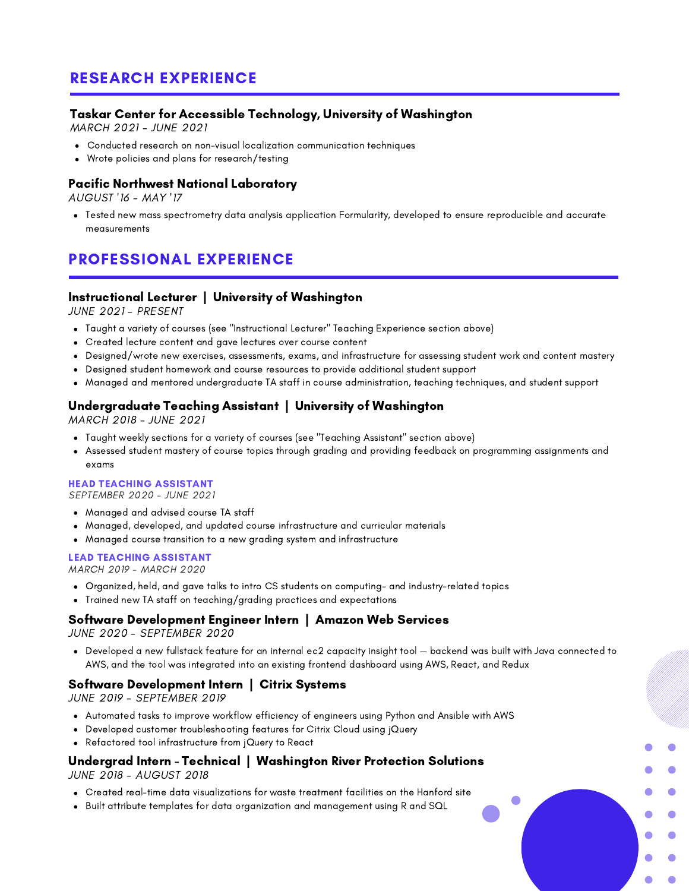## RESEARCH EXPERIENCE

### Taskar Center for Accessible Technology, University of Washington

*MARCH 2021 - JUNE 2021*

- Conducted research on non-visual localization communication techniques
- Wrote policies and plans for research/testing

### Pacific Northwest National Laboratory

*AUGUST '16 - MAY '17*

- Tested new mass spectrometry data analysis application Formularity, developed to ensure reproducible and accurate measurements

## PROFESSIONAL EXPERIENCE

### Instructional Lecturer | University of Washington

*JUNE 2021 - PRESENT*

- Taught a variety of courses (see "Instructional Lecturer" Teaching Experience section above)
- Created lecture content and gave lectures over course content
- Designed/wrote new exercises, assessments, exams, and infrastructure for assessing student work and content mastery
- Designed student homework and course resources to provide additional student support
- Managed and mentored undergraduate TA staff in course administration, teaching techniques, and student support

### Undergraduate Teaching Assistant | University of Washington

*MARCH 2018 - JUNE 2021*

- Taught weekly sections for a variety of courses (see "Teaching Assistant" section above)
- Assessed student mastery of course topics through grading and providing feedback on programming assignments and exams

#### HEAD TEACHING ASSISTANT

*SEPTEMBER 2020 - JUNE 2021*

- Managed and advised course TA staff
- Managed, developed, and updated course infrastructure and curricular materials
- Managed course transition to a new grading system and infrastructure

#### LEAD TEACHING ASSISTANT

*MARCH 2019 - MARCH 2020*

- Organized, held, and gave talks to intro CS students on computing- and industry-related topics
- Trained new TA staff on teaching/grading practices and expectations

### Software Development Engineer Intern | Amazon Web Services

*JUNE 2020 - SEPTEMBER 2020*

- Developed a new fullstack feature for an internal ec2 capacity insight tool — backend was built with Java connected to AWS, and the tool was integrated into an existing frontend dashboard using AWS, React, and Redux

### Software Development Intern | Citrix Systems

*JUNE 2019 - SEPTEMBER 2019*

- Automated tasks to improve workflow efficiency of engineers using Python and Ansible with AWS
- Developed customer troubleshooting features for Citrix Cloud using jQuery
- Refactored tool infrastructure from jQuery to React

### Undergrad Intern - Technical | Washington River Protection Solutions

*JUNE 2018 - AUGUST 2018*

- Created real-time data visualizations for waste treatment facilities on the Hanford site
- Built attribute templates for data organization and management using R and SQL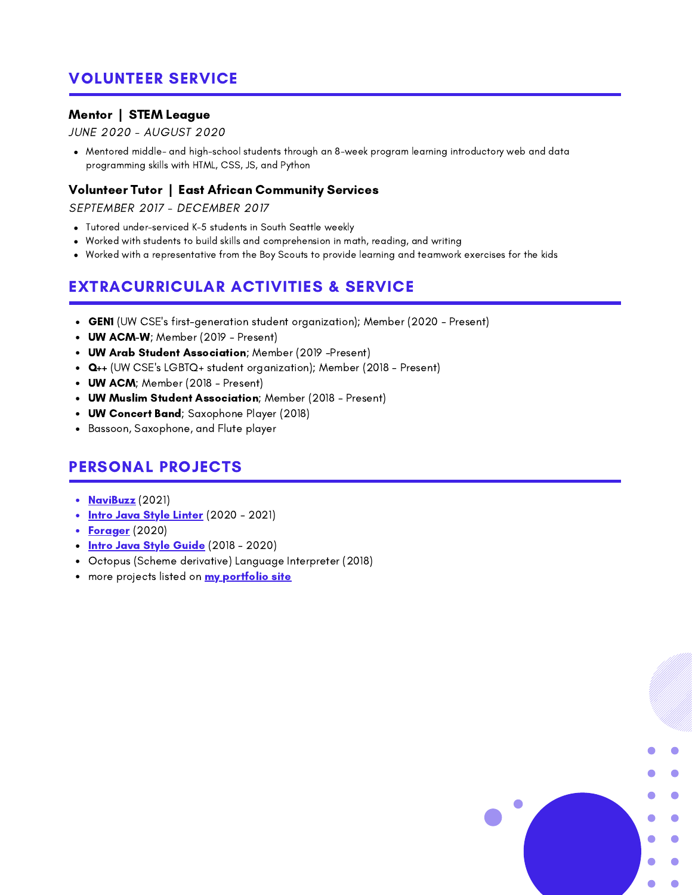## VOLUNTEER SERVICE

### Mentor | STEM League

*JUNE 2020 - AUGUST 2020*

- Mentored middle- and high-school students through an 8-week program learning introductory web and data programming skills with HTML, CSS, JS, and Python

### Volunteer Tutor | East African Community Services

*SEPTEMBER 2017 - DECEMBER 2017*

- Tutored under-serviced K-5 students in South Seattle weekly
- Worked with students to build skills and comprehension in math, reading, and writing
- Worked with a representative from the Boy Scouts to provide learning and teamwork exercises for the kids

## EXTRACURRICULAR ACTIVITIES & SERVICE

- **GEN1** (UW CSE's first-generation student organization); Member (2020 - Present)
- **UW ACM-W**; Member (2019 - Present)
- **UW Arab Student Association**; Member (2019 -Present)
- **Q++** (UW CSE's LGBTQ+ student organization); Member (2018 - Present)
- **UW ACM**; Member (2018 - Present)
- **UW Muslim Student Association**; Member (2018 - Present)
- **UW Concert Band**; Saxophone Player (2018)
- Bassoon, Saxophone, and Flute player

## PERSONAL PROJECTS

- **NaviBuzz** (2021)
- **Intro Java Style Linter** (2020 - 2021)
- **Forager** (2020)
- **Intro Java Style Guide** (2018 - 2020)
- Octopus (Scheme derivative) Language Interpreter (2018)
- more projects listed on **my portfolio site**